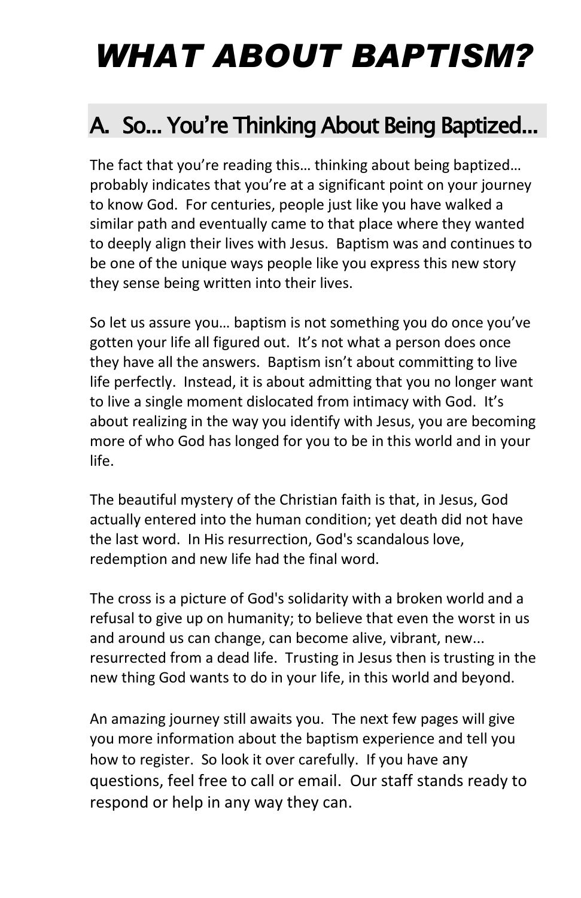# *WHAT ABOUT BAPTISM?*

## A. So… You're Thinking About Being Baptized…

The fact that you're reading this… thinking about being baptized… probably indicates that you're at a significant point on your journey to know God. For centuries, people just like you have walked a similar path and eventually came to that place where they wanted to deeply align their lives with Jesus. Baptism was and continues to be one of the unique ways people like you express this new story they sense being written into their lives.

So let us assure you… baptism is not something you do once you've gotten your life all figured out. It's not what a person does once they have all the answers. Baptism isn't about committing to live life perfectly. Instead, it is about admitting that you no longer want to live a single moment dislocated from intimacy with God. It's about realizing in the way you identify with Jesus, you are becoming more of who God has longed for you to be in this world and in your life.

The beautiful mystery of the Christian faith is that, in Jesus, God actually entered into the human condition; yet death did not have the last word. In His resurrection, God's scandalous love, redemption and new life had the final word.

The cross is a picture of God's solidarity with a broken world and a refusal to give up on humanity; to believe that even the worst in us and around us can change, can become alive, vibrant, new... resurrected from a dead life. Trusting in Jesus then is trusting in the new thing God wants to do in your life, in this world and beyond.

An amazing journey still awaits you. The next few pages will give you more information about the baptism experience and tell you how to register. So look it over carefully. If you have any questions, feel free to call or email. Our staff stands ready to respond or help in any way they can.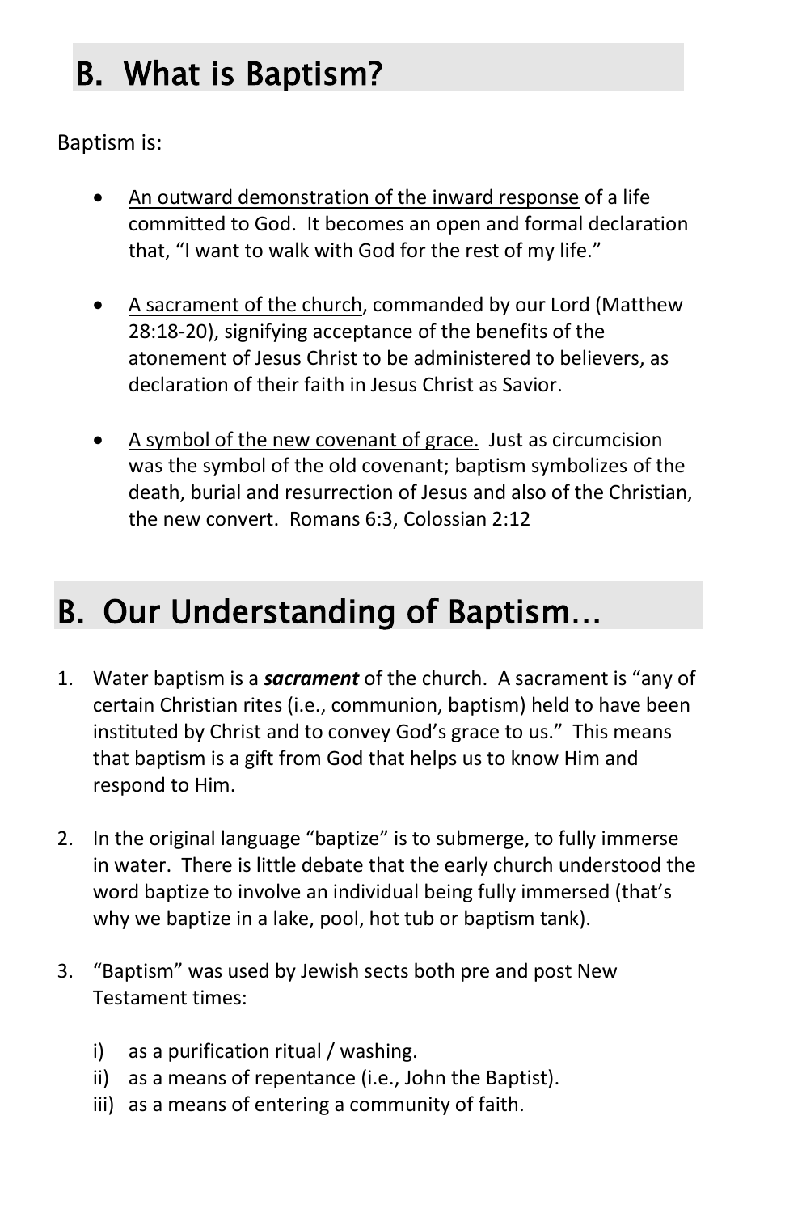## B. What is Baptism?

Baptism is:

- An outward demonstration of the inward response of a life committed to God. It becomes an open and formal declaration that, "I want to walk with God for the rest of my life."

- A sacrament of the church, commanded by our Lord (Matthew 28:18-20), signifying acceptance of the benefits of the atonement of Jesus Christ to be administered to believers, as declaration of their faith in Jesus Christ as Savior.

- A symbol of the new covenant of grace. Just as circumcision was the symbol of the old covenant; baptism symbolizes of the death, burial and resurrection of Jesus and also of the Christian, the new convert. Romans 6:3, Colossian 2:12

## B. Our Understanding of Baptism…

1. Water baptism is a ***sacrament*** of the church. A sacrament is "any of certain Christian rites (i.e., communion, baptism) held to have been instituted by Christ and to convey God's grace to us." This means that baptism is a gift from God that helps us to know Him and respond to Him.

2. In the original language "baptize" is to submerge, to fully immerse in water. There is little debate that the early church understood the word baptize to involve an individual being fully immersed (that's why we baptize in a lake, pool, hot tub or baptism tank).

3. "Baptism" was used by Jewish sects both pre and post New Testament times:

    i) as a purification ritual / washing.
    ii) as a means of repentance (i.e., John the Baptist).
    iii) as a means of entering a community of faith.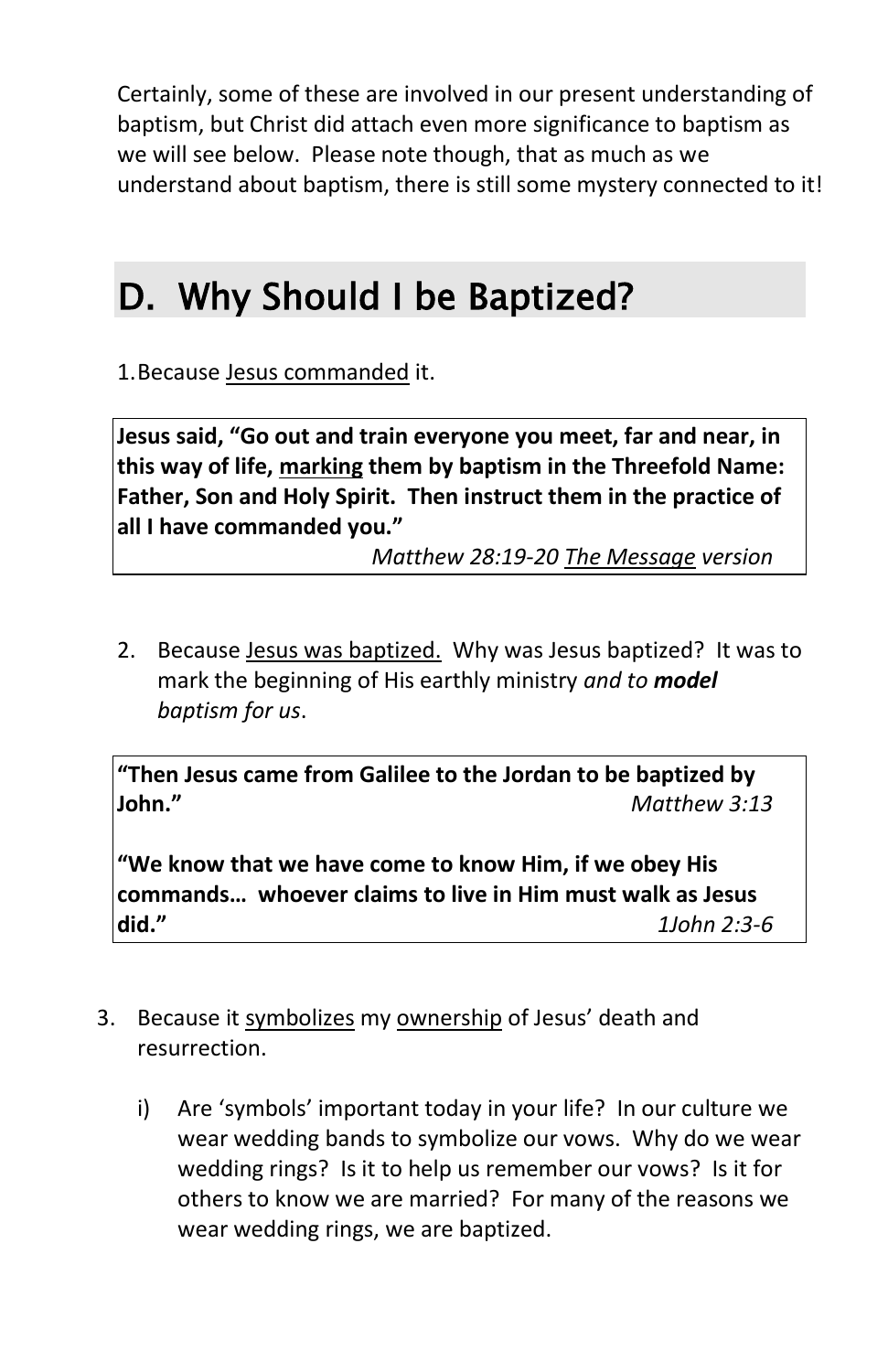Certainly, some of these are involved in our present understanding of baptism, but Christ did attach even more significance to baptism as we will see below. Please note though, that as much as we understand about baptism, there is still some mystery connected to it!

## D. Why Should I be Baptized?

1. Because <u>Jesus commanded</u> it.

> **Jesus said, "Go out and train everyone you meet, far and near, in this way of life, <u>marking</u> them by baptism in the Threefold Name: Father, Son and Holy Spirit. Then instruct them in the practice of all I have commanded you."**
>
> *Matthew 28:19-20 <u>The Message</u> version*

2. Because <u>Jesus was baptized.</u> Why was Jesus baptized? It was to mark the beginning of His earthly ministry *and to **model** baptism for us*.

> **"Then Jesus came from Galilee to the Jordan to be baptized by John."** *Matthew 3:13*
>
> **"We know that we have come to know Him, if we obey His commands… whoever claims to live in Him must walk as Jesus did."** *1John 2:3-6*

3. Because it <u>symbolizes</u> my <u>ownership</u> of Jesus' death and resurrection.

    i) Are 'symbols' important today in your life? In our culture we wear wedding bands to symbolize our vows. Why do we wear wedding rings? Is it to help us remember our vows? Is it for others to know we are married? For many of the reasons we wear wedding rings, we are baptized.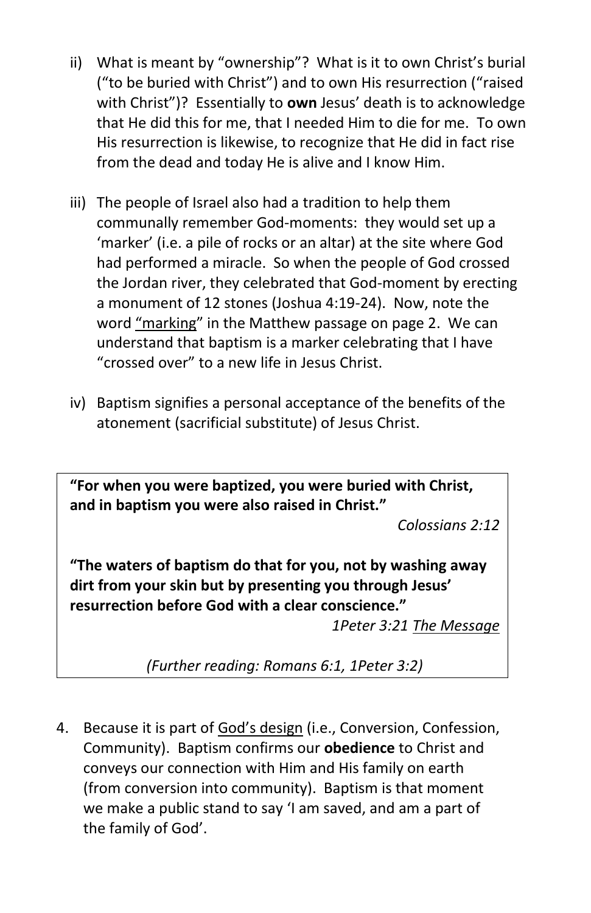ii) What is meant by "ownership"? What is it to own Christ's burial ("to be buried with Christ") and to own His resurrection ("raised with Christ")? Essentially to **own** Jesus' death is to acknowledge that He did this for me, that I needed Him to die for me. To own His resurrection is likewise, to recognize that He did in fact rise from the dead and today He is alive and I know Him.

iii) The people of Israel also had a tradition to help them communally remember God-moments: they would set up a 'marker' (i.e. a pile of rocks or an altar) at the site where God had performed a miracle. So when the people of God crossed the Jordan river, they celebrated that God-moment by erecting a monument of 12 stones (Joshua 4:19-24). Now, note the word <u>"marking"</u> in the Matthew passage on page 2. We can understand that baptism is a marker celebrating that I have "crossed over" to a new life in Jesus Christ.

iv) Baptism signifies a personal acceptance of the benefits of the atonement (sacrificial substitute) of Jesus Christ.

> **"For when you were baptized, you were buried with Christ, and in baptism you were also raised in Christ."**
>
> *Colossians 2:12*
>
> **"The waters of baptism do that for you, not by washing away dirt from your skin but by presenting you through Jesus' resurrection before God with a clear conscience."**
>
> *1Peter 3:21 <u>The Message</u>*
>
> *(Further reading: Romans 6:1, 1Peter 3:2)*

4. Because it is part of <u>God's design</u> (i.e., Conversion, Confession, Community). Baptism confirms our **obedience** to Christ and conveys our connection with Him and His family on earth (from conversion into community). Baptism is that moment we make a public stand to say 'I am saved, and am a part of the family of God'.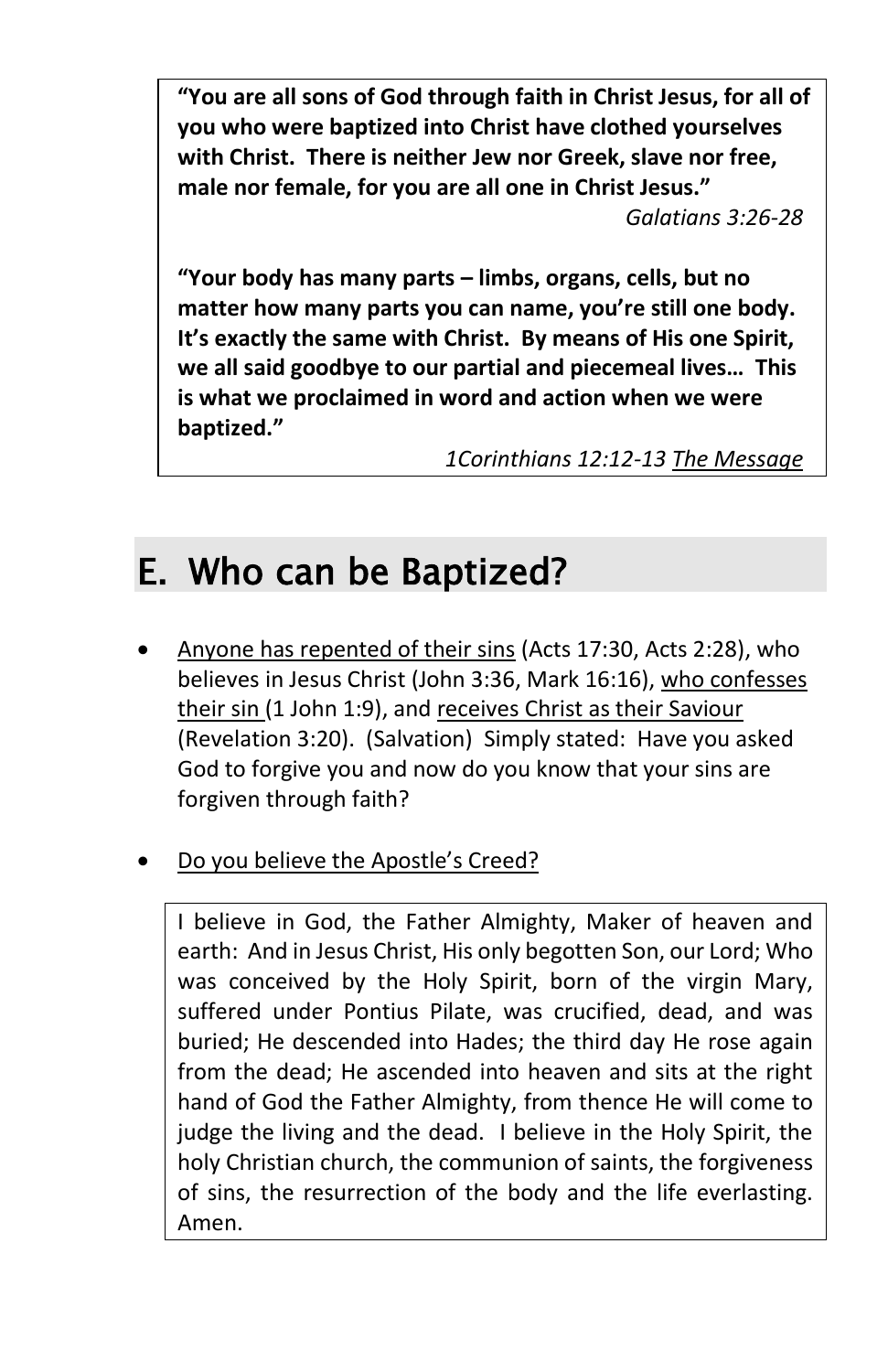**"You are all sons of God through faith in Christ Jesus, for all of you who were baptized into Christ have clothed yourselves with Christ. There is neither Jew nor Greek, slave nor free, male nor female, for you are all one in Christ Jesus."**

*Galatians 3:26-28*

**"Your body has many parts – limbs, organs, cells, but no matter how many parts you can name, you're still one body. It's exactly the same with Christ. By means of His one Spirit, we all said goodbye to our partial and piecemeal lives… This is what we proclaimed in word and action when we were baptized."**

*1Corinthians 12:12-13 <u>The Message</u>*

## E. Who can be Baptized?

- <u>Anyone has repented of their sins</u> (Acts 17:30, Acts 2:28), who believes in Jesus Christ (John 3:36, Mark 16:16), <u>who confesses their sin</u> (1 John 1:9), and <u>receives Christ as their Saviour</u> (Revelation 3:20). (Salvation) Simply stated: Have you asked God to forgive you and now do you know that your sins are forgiven through faith?

- <u>Do you believe the Apostle's Creed?</u>

I believe in God, the Father Almighty, Maker of heaven and earth: And in Jesus Christ, His only begotten Son, our Lord; Who was conceived by the Holy Spirit, born of the virgin Mary, suffered under Pontius Pilate, was crucified, dead, and was buried; He descended into Hades; the third day He rose again from the dead; He ascended into heaven and sits at the right hand of God the Father Almighty, from thence He will come to judge the living and the dead. I believe in the Holy Spirit, the holy Christian church, the communion of saints, the forgiveness of sins, the resurrection of the body and the life everlasting. Amen.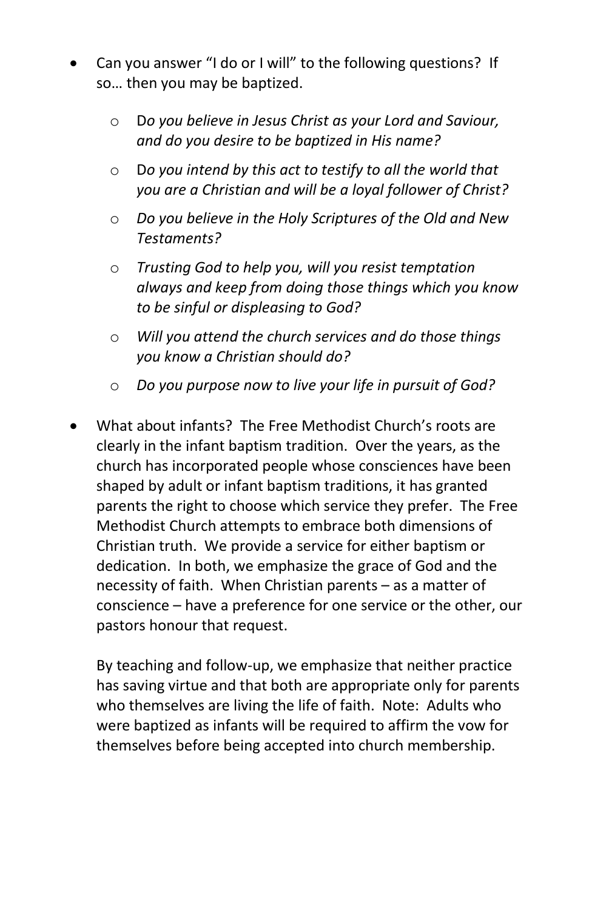- Can you answer "I do or I will" to the following questions? If so… then you may be baptized.
    - D*o you believe in Jesus Christ as your Lord and Saviour, and do you desire to be baptized in His name?*
    - D*o you intend by this act to testify to all the world that you are a Christian and will be a loyal follower of Christ?*
    - *Do you believe in the Holy Scriptures of the Old and New Testaments?*
    - *Trusting God to help you, will you resist temptation always and keep from doing those things which you know to be sinful or displeasing to God?*
    - *Will you attend the church services and do those things you know a Christian should do?*
    - *Do you purpose now to live your life in pursuit of God?*

- What about infants? The Free Methodist Church's roots are clearly in the infant baptism tradition. Over the years, as the church has incorporated people whose consciences have been shaped by adult or infant baptism traditions, it has granted parents the right to choose which service they prefer. The Free Methodist Church attempts to embrace both dimensions of Christian truth. We provide a service for either baptism or dedication. In both, we emphasize the grace of God and the necessity of faith. When Christian parents – as a matter of conscience – have a preference for one service or the other, our pastors honour that request.

  By teaching and follow-up, we emphasize that neither practice has saving virtue and that both are appropriate only for parents who themselves are living the life of faith. Note: Adults who were baptized as infants will be required to affirm the vow for themselves before being accepted into church membership.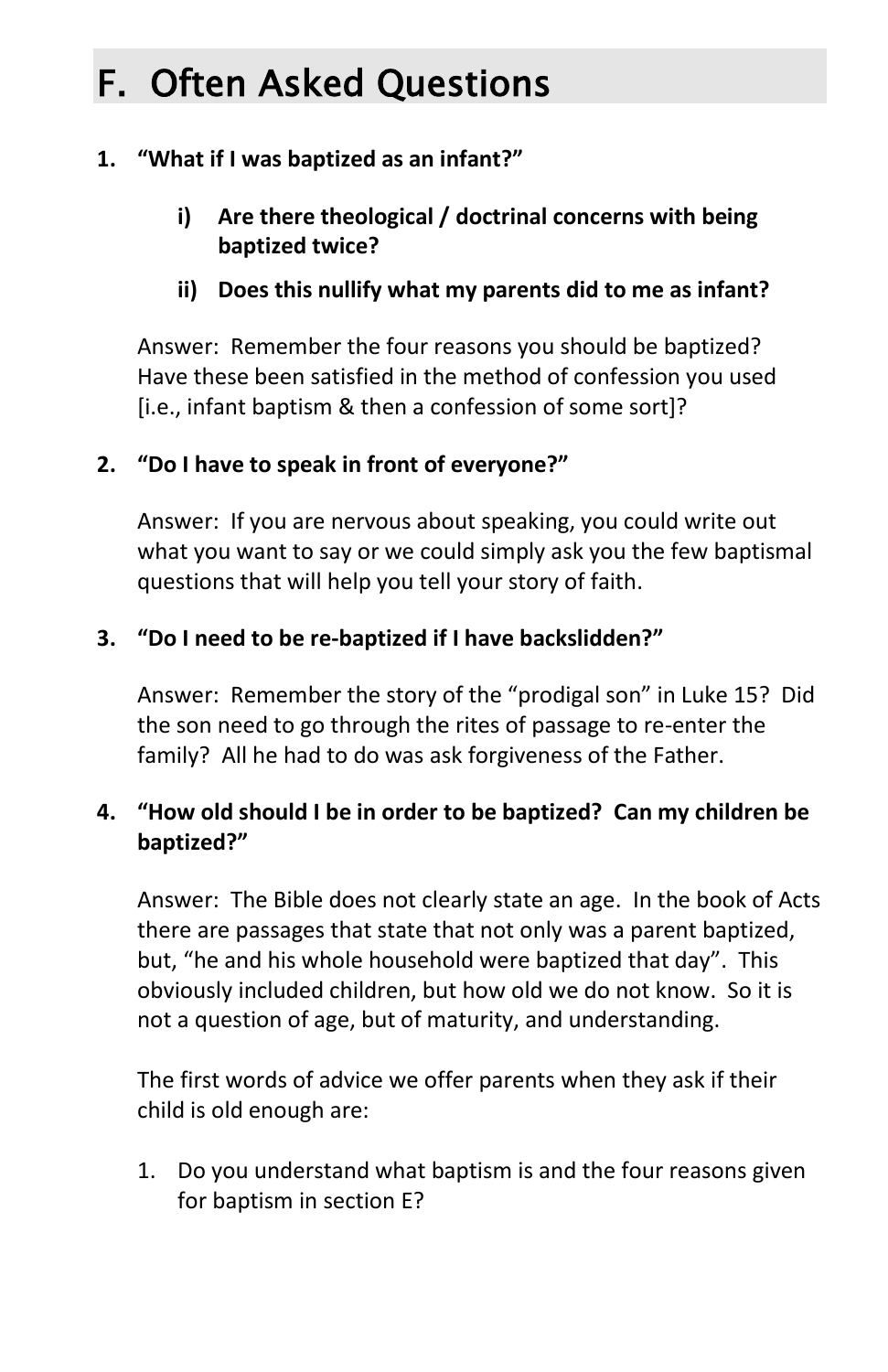# F. Often Asked Questions

1. **"What if I was baptized as an infant?"**

   i) **Are there theological / doctrinal concerns with being baptized twice?**

   ii) **Does this nullify what my parents did to me as infant?**

   Answer: Remember the four reasons you should be baptized? Have these been satisfied in the method of confession you used [i.e., infant baptism & then a confession of some sort]?

2. **"Do I have to speak in front of everyone?"**

   Answer: If you are nervous about speaking, you could write out what you want to say or we could simply ask you the few baptismal questions that will help you tell your story of faith.

3. **"Do I need to be re-baptized if I have backslidden?"**

   Answer: Remember the story of the "prodigal son" in Luke 15? Did the son need to go through the rites of passage to re-enter the family? All he had to do was ask forgiveness of the Father.

4. **"How old should I be in order to be baptized? Can my children be baptized?"**

   Answer: The Bible does not clearly state an age. In the book of Acts there are passages that state that not only was a parent baptized, but, "he and his whole household were baptized that day". This obviously included children, but how old we do not know. So it is not a question of age, but of maturity, and understanding.

   The first words of advice we offer parents when they ask if their child is old enough are:

   1. Do you understand what baptism is and the four reasons given for baptism in section E?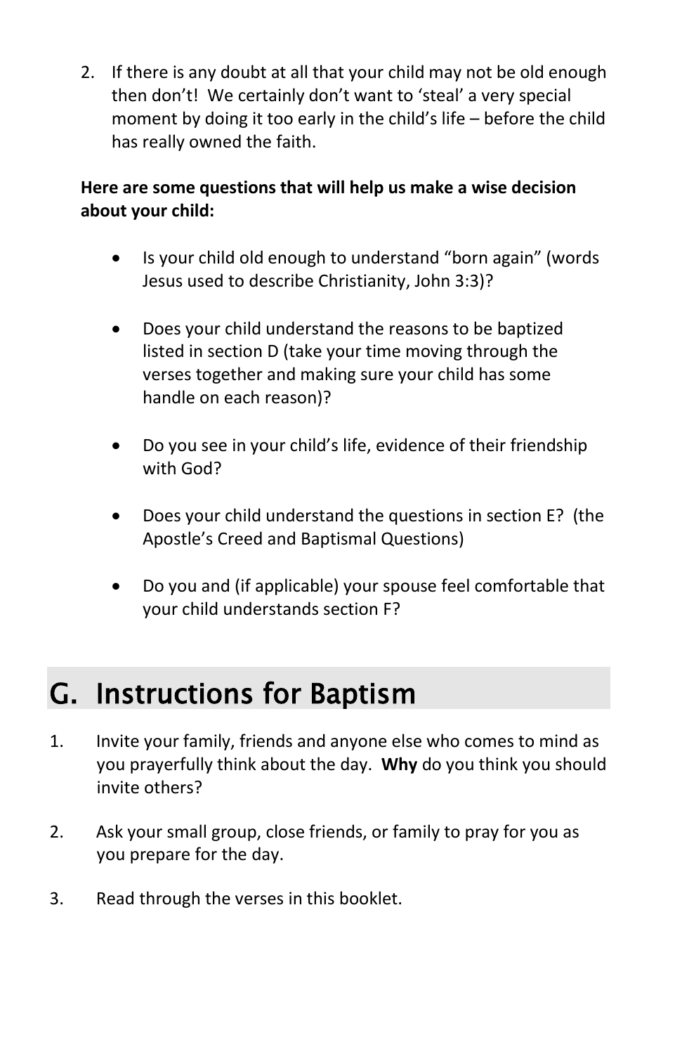2. If there is any doubt at all that your child may not be old enough then don't! We certainly don't want to 'steal' a very special moment by doing it too early in the child's life – before the child has really owned the faith.

**Here are some questions that will help us make a wise decision about your child:**

- Is your child old enough to understand "born again" (words Jesus used to describe Christianity, John 3:3)?

- Does your child understand the reasons to be baptized listed in section D (take your time moving through the verses together and making sure your child has some handle on each reason)?

- Do you see in your child's life, evidence of their friendship with God?

- Does your child understand the questions in section E? (the Apostle's Creed and Baptismal Questions)

- Do you and (if applicable) your spouse feel comfortable that your child understands section F?

## G. Instructions for Baptism

1. Invite your family, friends and anyone else who comes to mind as you prayerfully think about the day. **Why** do you think you should invite others?

2. Ask your small group, close friends, or family to pray for you as you prepare for the day.

3. Read through the verses in this booklet.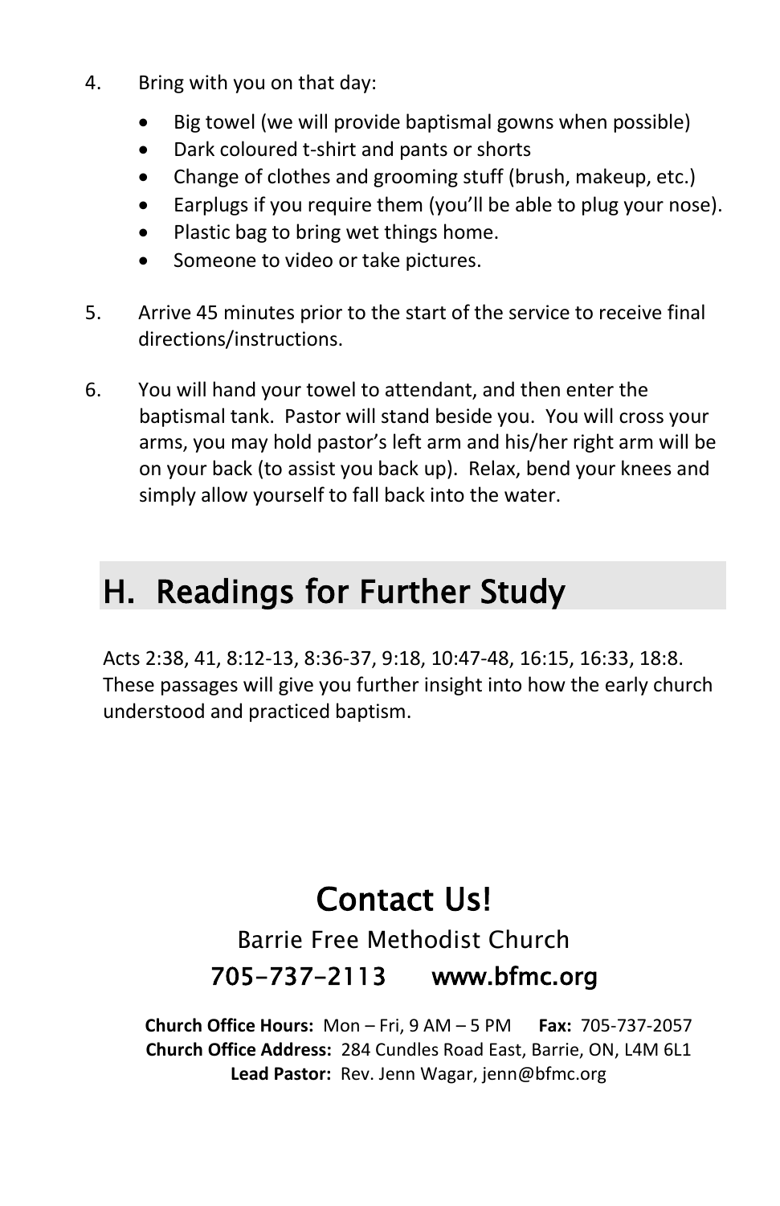4. Bring with you on that day:
   - Big towel (we will provide baptismal gowns when possible)
   - Dark coloured t-shirt and pants or shorts
   - Change of clothes and grooming stuff (brush, makeup, etc.)
   - Earplugs if you require them (you'll be able to plug your nose).
   - Plastic bag to bring wet things home.
   - Someone to video or take pictures.

5. Arrive 45 minutes prior to the start of the service to receive final directions/instructions.

6. You will hand your towel to attendant, and then enter the baptismal tank. Pastor will stand beside you. You will cross your arms, you may hold pastor's left arm and his/her right arm will be on your back (to assist you back up). Relax, bend your knees and simply allow yourself to fall back into the water.

## H. Readings for Further Study

Acts 2:38, 41, 8:12-13, 8:36-37, 9:18, 10:47-48, 16:15, 16:33, 18:8. These passages will give you further insight into how the early church understood and practiced baptism.

# Contact Us!

Barrie Free Methodist Church

**705-737-2113 www.bfmc.org**

**Church Office Hours:** Mon – Fri, 9 AM – 5 PM **Fax:** 705-737-2057
**Church Office Address:** 284 Cundles Road East, Barrie, ON, L4M 6L1
**Lead Pastor:** Rev. Jenn Wagar, jenn@bfmc.org